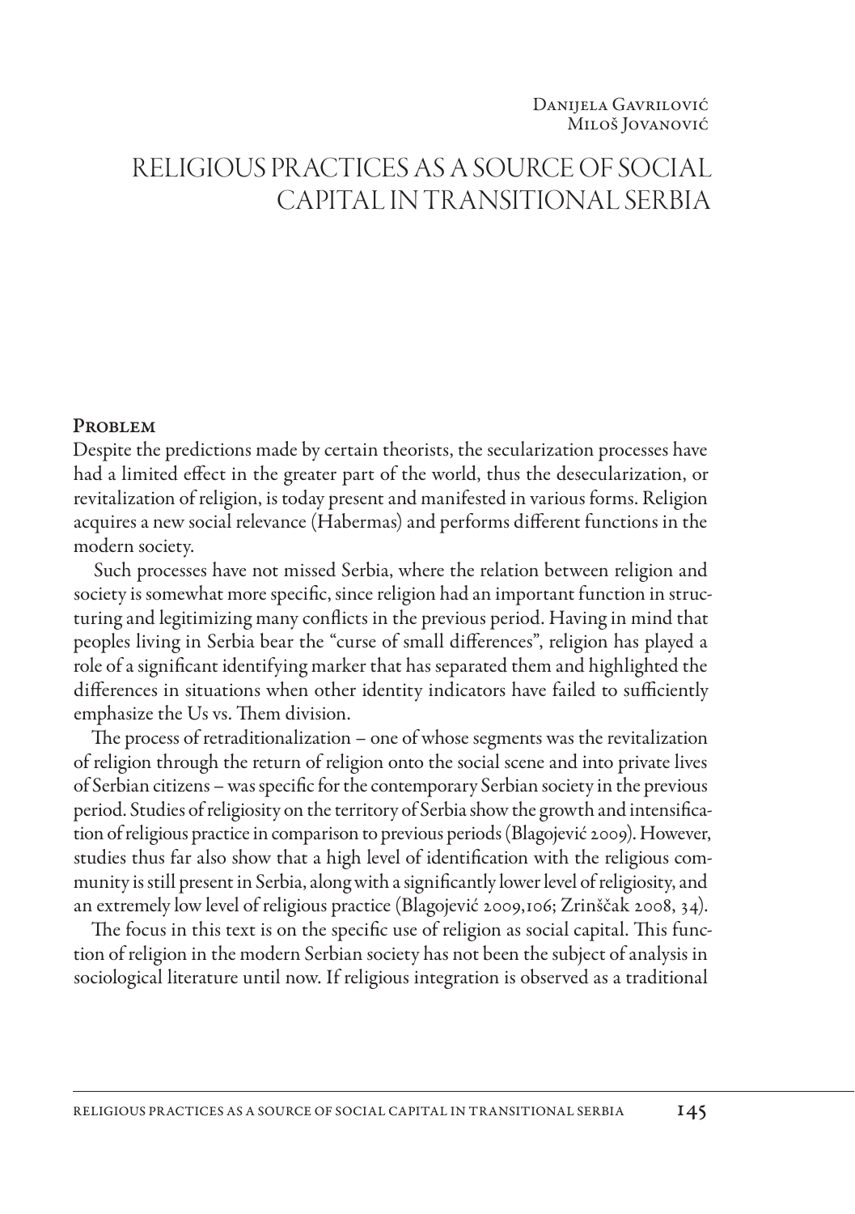Danijela Gavrilović
Miloš Jovanović

# RELIGIOUS PRACTICES AS A SOURCE OF SOCIAL CAPITAL IN TRANSITIONAL SERBIA

## Problem

Despite the predictions made by certain theorists, the secularization processes have had a limited effect in the greater part of the world, thus the desecularization, or revitalization of religion, is today present and manifested in various forms. Religion acquires a new social relevance (Habermas) and performs different functions in the modern society.

Such processes have not missed Serbia, where the relation between religion and society is somewhat more specific, since religion had an important function in structuring and legitimizing many conflicts in the previous period. Having in mind that peoples living in Serbia bear the "curse of small differences", religion has played a role of a significant identifying marker that has separated them and highlighted the differences in situations when other identity indicators have failed to sufficiently emphasize the Us vs. Them division.

The process of retraditionalization – one of whose segments was the revitalization of religion through the return of religion onto the social scene and into private lives of Serbian citizens – was specific for the contemporary Serbian society in the previous period. Studies of religiosity on the territory of Serbia show the growth and intensification of religious practice in comparison to previous periods (Blagojević 2009). However, studies thus far also show that a high level of identification with the religious community is still present in Serbia, along with a significantly lower level of religiosity, and an extremely low level of religious practice (Blagojević 2009,106; Zrinščak 2008, 34).

The focus in this text is on the specific use of religion as social capital. This function of religion in the modern Serbian society has not been the subject of analysis in sociological literature until now. If religious integration is observed as a traditional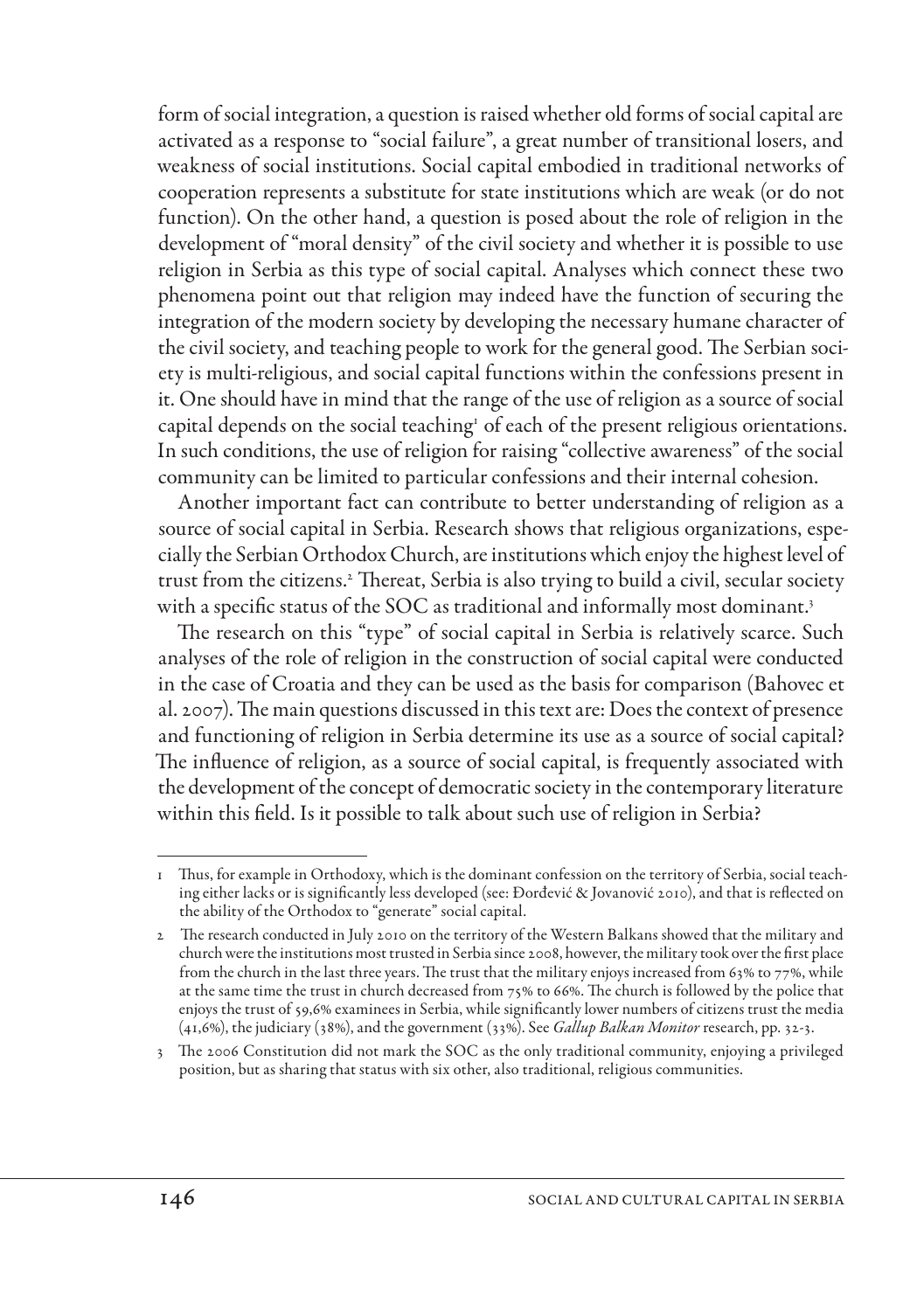form of social integration, a question is raised whether old forms of social capital are activated as a response to "social failure", a great number of transitional losers, and weakness of social institutions. Social capital embodied in traditional networks of cooperation represents a substitute for state institutions which are weak (or do not function). On the other hand, a question is posed about the role of religion in the development of "moral density" of the civil society and whether it is possible to use religion in Serbia as this type of social capital. Analyses which connect these two phenomena point out that religion may indeed have the function of securing the integration of the modern society by developing the necessary humane character of the civil society, and teaching people to work for the general good. The Serbian society is multi-religious, and social capital functions within the confessions present in it. One should have in mind that the range of the use of religion as a source of social capital depends on the social teaching[1] of each of the present religious orientations. In such conditions, the use of religion for raising "collective awareness" of the social community can be limited to particular confessions and their internal cohesion.

Another important fact can contribute to better understanding of religion as a source of social capital in Serbia. Research shows that religious organizations, especially the Serbian Orthodox Church, are institutions which enjoy the highest level of trust from the citizens.[2] Thereat, Serbia is also trying to build a civil, secular society with a specific status of the SOC as traditional and informally most dominant.[3]

The research on this "type" of social capital in Serbia is relatively scarce. Such analyses of the role of religion in the construction of social capital were conducted in the case of Croatia and they can be used as the basis for comparison (Bahovec et al. 2007). The main questions discussed in this text are: Does the context of presence and functioning of religion in Serbia determine its use as a source of social capital? The influence of religion, as a source of social capital, is frequently associated with the development of the concept of democratic society in the contemporary literature within this field. Is it possible to talk about such use of religion in Serbia?

---

1 Thus, for example in Orthodoxy, which is the dominant confession on the territory of Serbia, social teaching either lacks or is significantly less developed (see: Đorđević & Jovanović 2010), and that is reflected on the ability of the Orthodox to "generate" social capital.

2 The research conducted in July 2010 on the territory of the Western Balkans showed that the military and church were the institutions most trusted in Serbia since 2008, however, the military took over the first place from the church in the last three years. The trust that the military enjoys increased from 63% to 77%, while at the same time the trust in church decreased from 75% to 66%. The church is followed by the police that enjoys the trust of 59,6% examinees in Serbia, while significantly lower numbers of citizens trust the media (41,6%), the judiciary (38%), and the government (33%). See *Gallup Balkan Monitor* research, pp. 32-3.

3 The 2006 Constitution did not mark the SOC as the only traditional community, enjoying a privileged position, but as sharing that status with six other, also traditional, religious communities.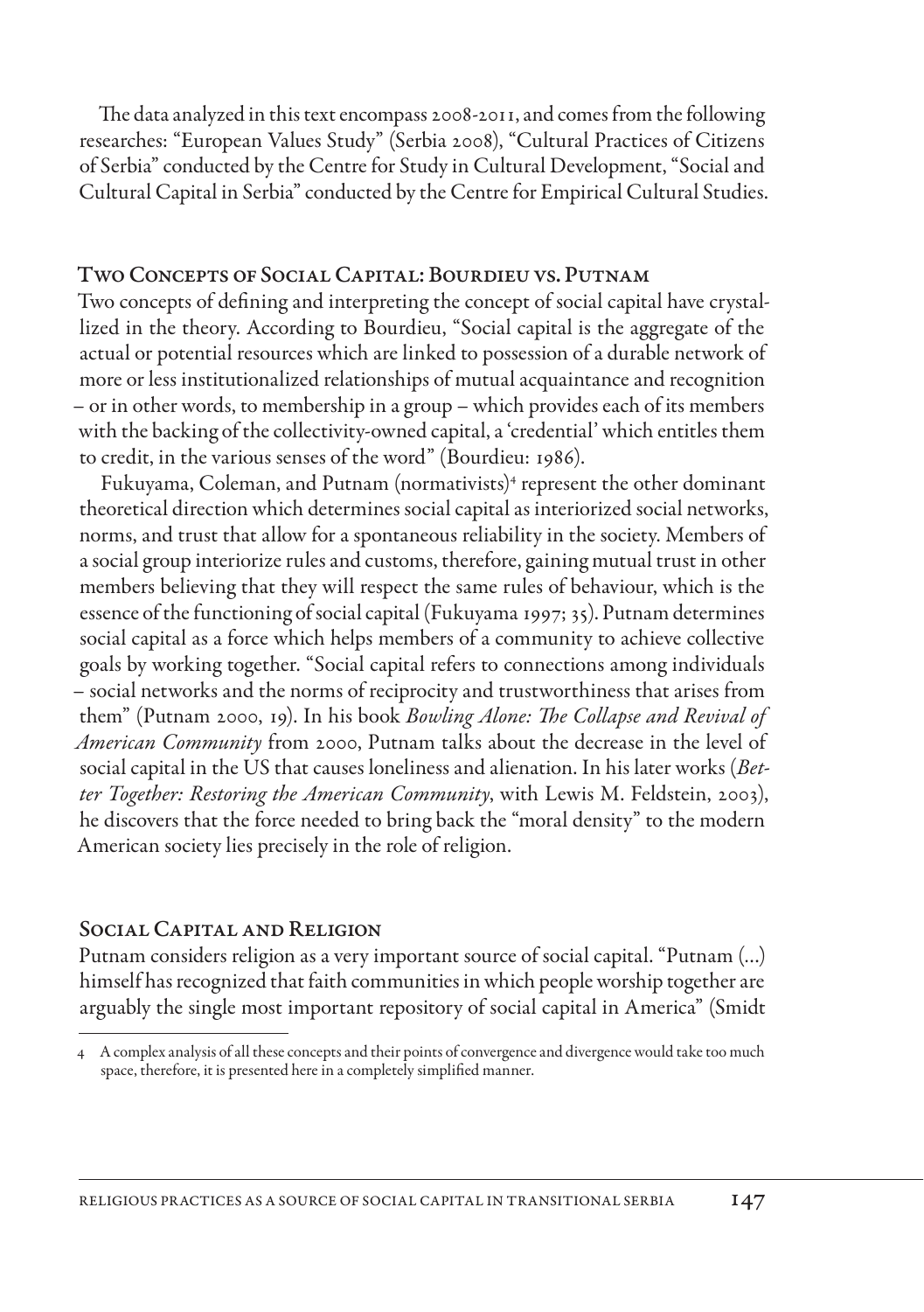The data analyzed in this text encompass 2008-2011, and comes from the following researches: "European Values Study" (Serbia 2008), "Cultural Practices of Citizens of Serbia" conducted by the Centre for Study in Cultural Development, "Social and Cultural Capital in Serbia" conducted by the Centre for Empirical Cultural Studies.

## Two Concepts of Social Capital: Bourdieu vs. Putnam

Two concepts of defining and interpreting the concept of social capital have crystallized in the theory. According to Bourdieu, "Social capital is the aggregate of the actual or potential resources which are linked to possession of a durable network of more or less institutionalized relationships of mutual acquaintance and recognition – or in other words, to membership in a group – which provides each of its members with the backing of the collectivity-owned capital, a 'credential' which entitles them to credit, in the various senses of the word" (Bourdieu: 1986).

Fukuyama, Coleman, and Putnam (normativists)[4] represent the other dominant theoretical direction which determines social capital as interiorized social networks, norms, and trust that allow for a spontaneous reliability in the society. Members of a social group interiorize rules and customs, therefore, gaining mutual trust in other members believing that they will respect the same rules of behaviour, which is the essence of the functioning of social capital (Fukuyama 1997; 35). Putnam determines social capital as a force which helps members of a community to achieve collective goals by working together. "Social capital refers to connections among individuals – social networks and the norms of reciprocity and trustworthiness that arises from them" (Putnam 2000, 19). In his book *Bowling Alone: The Collapse and Revival of American Community* from 2000, Putnam talks about the decrease in the level of social capital in the US that causes loneliness and alienation. In his later works (*Better Together: Restoring the American Community*, with Lewis M. Feldstein, 2003), he discovers that the force needed to bring back the "moral density" to the modern American society lies precisely in the role of religion.

## Social Capital and Religion

Putnam considers religion as a very important source of social capital. "Putnam (...) himself has recognized that faith communities in which people worship together are arguably the single most important repository of social capital in America" (Smidt

---

[4] A complex analysis of all these concepts and their points of convergence and divergence would take too much space, therefore, it is presented here in a completely simplified manner.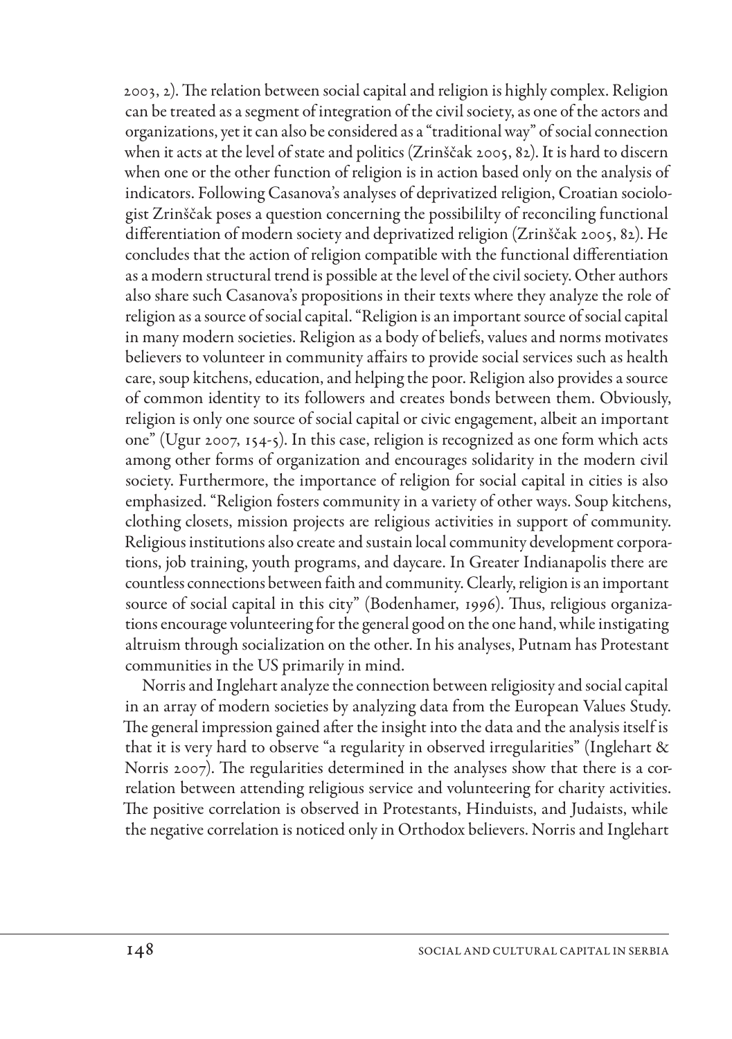2003, 2). The relation between social capital and religion is highly complex. Religion can be treated as a segment of integration of the civil society, as one of the actors and organizations, yet it can also be considered as a "traditional way" of social connection when it acts at the level of state and politics (Zrinščak 2005, 82). It is hard to discern when one or the other function of religion is in action based only on the analysis of indicators. Following Casanova's analyses of deprivatized religion, Croatian sociologist Zrinščak poses a question concerning the possibililty of reconciling functional differentiation of modern society and deprivatized religion (Zrinščak 2005, 82). He concludes that the action of religion compatible with the functional differentiation as a modern structural trend is possible at the level of the civil society. Other authors also share such Casanova's propositions in their texts where they analyze the role of religion as a source of social capital. "Religion is an important source of social capital in many modern societies. Religion as a body of beliefs, values and norms motivates believers to volunteer in community affairs to provide social services such as health care, soup kitchens, education, and helping the poor. Religion also provides a source of common identity to its followers and creates bonds between them. Obviously, religion is only one source of social capital or civic engagement, albeit an important one" (Ugur 2007, 154-5). In this case, religion is recognized as one form which acts among other forms of organization and encourages solidarity in the modern civil society. Furthermore, the importance of religion for social capital in cities is also emphasized. "Religion fosters community in a variety of other ways. Soup kitchens, clothing closets, mission projects are religious activities in support of community. Religious institutions also create and sustain local community development corporations, job training, youth programs, and daycare. In Greater Indianapolis there are countless connections between faith and community. Clearly, religion is an important source of social capital in this city" (Bodenhamer, 1996). Thus, religious organizations encourage volunteering for the general good on the one hand, while instigating altruism through socialization on the other. In his analyses, Putnam has Protestant communities in the US primarily in mind.

Norris and Inglehart analyze the connection between religiosity and social capital in an array of modern societies by analyzing data from the European Values Study. The general impression gained after the insight into the data and the analysis itself is that it is very hard to observe "a regularity in observed irregularities" (Inglehart & Norris 2007). The regularities determined in the analyses show that there is a correlation between attending religious service and volunteering for charity activities. The positive correlation is observed in Protestants, Hinduists, and Judaists, while the negative correlation is noticed only in Orthodox believers. Norris and Inglehart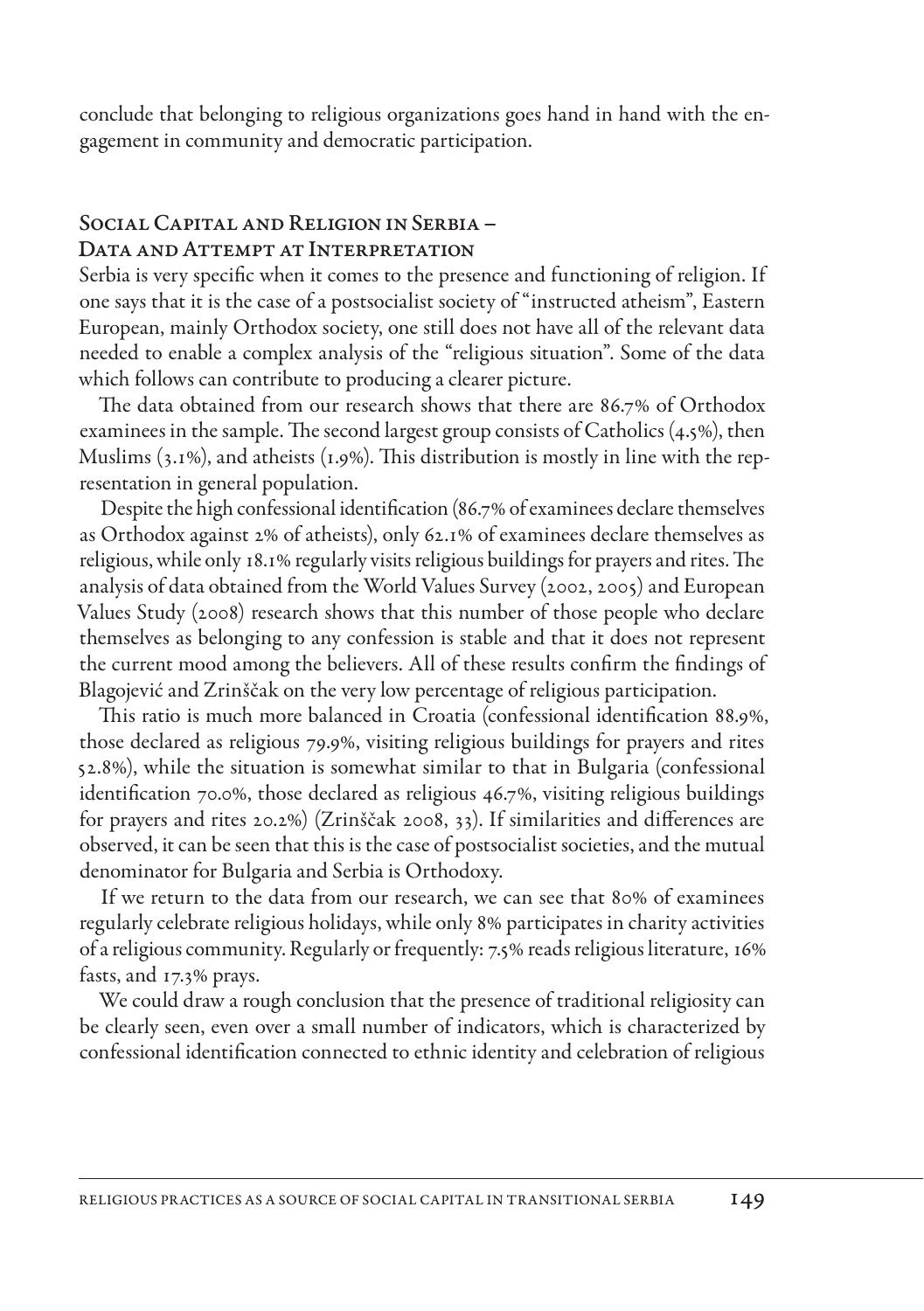conclude that belonging to religious organizations goes hand in hand with the engagement in community and democratic participation.

## Social Capital and Religion in Serbia – Data and Attempt at Interpretation

Serbia is very specific when it comes to the presence and functioning of religion. If one says that it is the case of a postsocialist society of "instructed atheism", Eastern European, mainly Orthodox society, one still does not have all of the relevant data needed to enable a complex analysis of the "religious situation". Some of the data which follows can contribute to producing a clearer picture.

The data obtained from our research shows that there are 86.7% of Orthodox examinees in the sample. The second largest group consists of Catholics (4.5%), then Muslims (3.1%), and atheists (1.9%). This distribution is mostly in line with the representation in general population.

Despite the high confessional identification (86.7% of examinees declare themselves as Orthodox against 2% of atheists), only 62.1% of examinees declare themselves as religious, while only 18.1% regularly visits religious buildings for prayers and rites. The analysis of data obtained from the World Values Survey (2002, 2005) and European Values Study (2008) research shows that this number of those people who declare themselves as belonging to any confession is stable and that it does not represent the current mood among the believers. All of these results confirm the findings of Blagojević and Zrinščak on the very low percentage of religious participation.

This ratio is much more balanced in Croatia (confessional identification 88.9%, those declared as religious 79.9%, visiting religious buildings for prayers and rites 52.8%), while the situation is somewhat similar to that in Bulgaria (confessional identification 70.0%, those declared as religious 46.7%, visiting religious buildings for prayers and rites 20.2%) (Zrinščak 2008, 33). If similarities and differences are observed, it can be seen that this is the case of postsocialist societies, and the mutual denominator for Bulgaria and Serbia is Orthodoxy.

If we return to the data from our research, we can see that 80% of examinees regularly celebrate religious holidays, while only 8% participates in charity activities of a religious community. Regularly or frequently: 7.5% reads religious literature, 16% fasts, and 17.3% prays.

We could draw a rough conclusion that the presence of traditional religiosity can be clearly seen, even over a small number of indicators, which is characterized by confessional identification connected to ethnic identity and celebration of religious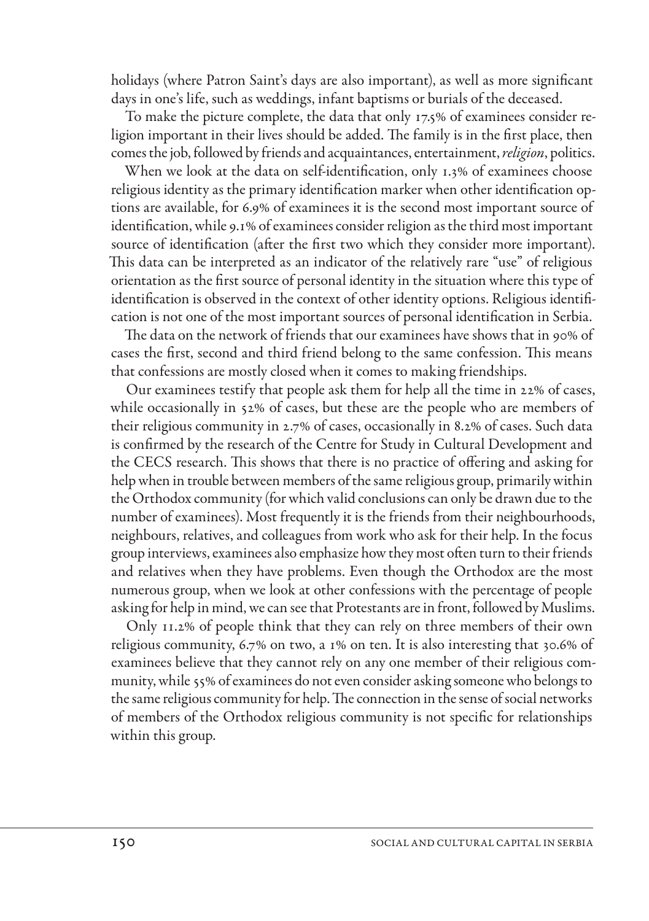holidays (where Patron Saint's days are also important), as well as more significant days in one's life, such as weddings, infant baptisms or burials of the deceased.

To make the picture complete, the data that only 17.5% of examinees consider religion important in their lives should be added. The family is in the first place, then comes the job, followed by friends and acquaintances, entertainment, *religion*, politics.

When we look at the data on self-identification, only 1.3% of examinees choose religious identity as the primary identification marker when other identification options are available, for 6.9% of examinees it is the second most important source of identification, while 9.1% of examinees consider religion as the third most important source of identification (after the first two which they consider more important). This data can be interpreted as an indicator of the relatively rare "use" of religious orientation as the first source of personal identity in the situation where this type of identification is observed in the context of other identity options. Religious identification is not one of the most important sources of personal identification in Serbia.

The data on the network of friends that our examinees have shows that in 90% of cases the first, second and third friend belong to the same confession. This means that confessions are mostly closed when it comes to making friendships.

Our examinees testify that people ask them for help all the time in 22% of cases, while occasionally in 52% of cases, but these are the people who are members of their religious community in 2.7% of cases, occasionally in 8.2% of cases. Such data is confirmed by the research of the Centre for Study in Cultural Development and the CECS research. This shows that there is no practice of offering and asking for help when in trouble between members of the same religious group, primarily within the Orthodox community (for which valid conclusions can only be drawn due to the number of examinees). Most frequently it is the friends from their neighbourhoods, neighbours, relatives, and colleagues from work who ask for their help. In the focus group interviews, examinees also emphasize how they most often turn to their friends and relatives when they have problems. Even though the Orthodox are the most numerous group, when we look at other confessions with the percentage of people asking for help in mind, we can see that Protestants are in front, followed by Muslims.

Only 11.2% of people think that they can rely on three members of their own religious community, 6.7% on two, a 1% on ten. It is also interesting that 30.6% of examinees believe that they cannot rely on any one member of their religious community, while 55% of examinees do not even consider asking someone who belongs to the same religious community for help. The connection in the sense of social networks of members of the Orthodox religious community is not specific for relationships within this group.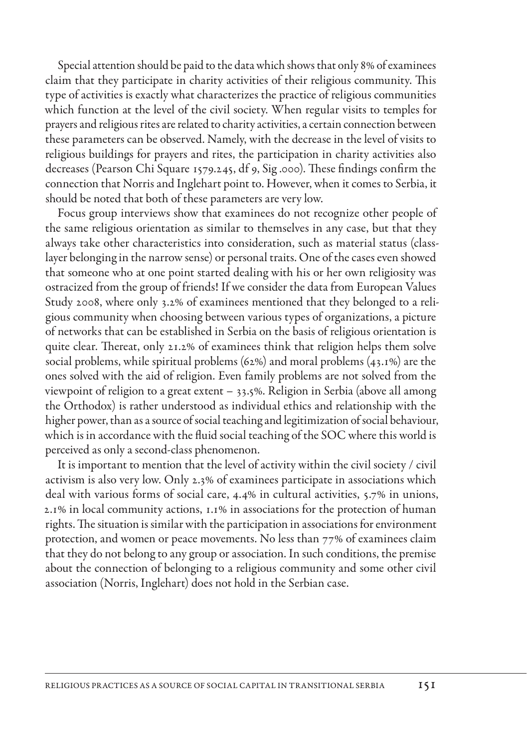Special attention should be paid to the data which shows that only 8% of examinees claim that they participate in charity activities of their religious community. This type of activities is exactly what characterizes the practice of religious communities which function at the level of the civil society. When regular visits to temples for prayers and religious rites are related to charity activities, a certain connection between these parameters can be observed. Namely, with the decrease in the level of visits to religious buildings for prayers and rites, the participation in charity activities also decreases (Pearson Chi Square 1579.245, df 9, Sig .000). These findings confirm the connection that Norris and Inglehart point to. However, when it comes to Serbia, it should be noted that both of these parameters are very low.

Focus group interviews show that examinees do not recognize other people of the same religious orientation as similar to themselves in any case, but that they always take other characteristics into consideration, such as material status (class-layer belonging in the narrow sense) or personal traits. One of the cases even showed that someone who at one point started dealing with his or her own religiosity was ostracized from the group of friends! If we consider the data from European Values Study 2008, where only 3.2% of examinees mentioned that they belonged to a religious community when choosing between various types of organizations, a picture of networks that can be established in Serbia on the basis of religious orientation is quite clear. Thereat, only 21.2% of examinees think that religion helps them solve social problems, while spiritual problems (62%) and moral problems (43.1%) are the ones solved with the aid of religion. Even family problems are not solved from the viewpoint of religion to a great extent – 33.5%. Religion in Serbia (above all among the Orthodox) is rather understood as individual ethics and relationship with the higher power, than as a source of social teaching and legitimization of social behaviour, which is in accordance with the fluid social teaching of the SOC where this world is perceived as only a second-class phenomenon.

It is important to mention that the level of activity within the civil society / civil activism is also very low. Only 2.3% of examinees participate in associations which deal with various forms of social care, 4.4% in cultural activities, 5.7% in unions, 2.1% in local community actions, 1.1% in associations for the protection of human rights. The situation is similar with the participation in associations for environment protection, and women or peace movements. No less than 77% of examinees claim that they do not belong to any group or association. In such conditions, the premise about the connection of belonging to a religious community and some other civil association (Norris, Inglehart) does not hold in the Serbian case.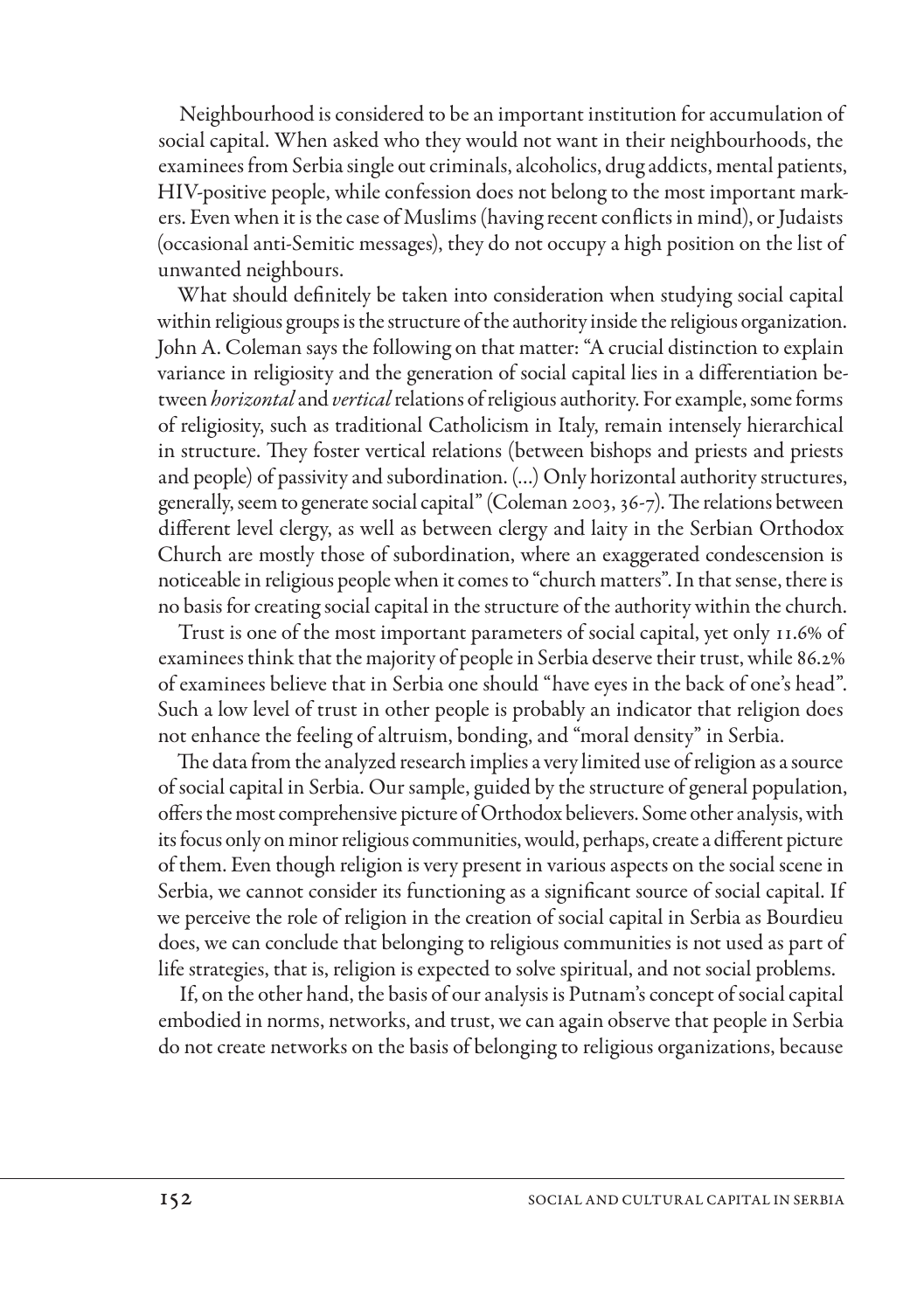Neighbourhood is considered to be an important institution for accumulation of social capital. When asked who they would not want in their neighbourhoods, the examinees from Serbia single out criminals, alcoholics, drug addicts, mental patients, HIV-positive people, while confession does not belong to the most important markers. Even when it is the case of Muslims (having recent conflicts in mind), or Judaists (occasional anti-Semitic messages), they do not occupy a high position on the list of unwanted neighbours.

What should definitely be taken into consideration when studying social capital within religious groups is the structure of the authority inside the religious organization. John A. Coleman says the following on that matter: "A crucial distinction to explain variance in religiosity and the generation of social capital lies in a differentiation between *horizontal* and *vertical* relations of religious authority. For example, some forms of religiosity, such as traditional Catholicism in Italy, remain intensely hierarchical in structure. They foster vertical relations (between bishops and priests and priests and people) of passivity and subordination. (...) Only horizontal authority structures, generally, seem to generate social capital" (Coleman 2003, 36-7). The relations between different level clergy, as well as between clergy and laity in the Serbian Orthodox Church are mostly those of subordination, where an exaggerated condescension is noticeable in religious people when it comes to "church matters". In that sense, there is no basis for creating social capital in the structure of the authority within the church.

Trust is one of the most important parameters of social capital, yet only 11.6% of examinees think that the majority of people in Serbia deserve their trust, while 86.2% of examinees believe that in Serbia one should "have eyes in the back of one's head". Such a low level of trust in other people is probably an indicator that religion does not enhance the feeling of altruism, bonding, and "moral density" in Serbia.

The data from the analyzed research implies a very limited use of religion as a source of social capital in Serbia. Our sample, guided by the structure of general population, offers the most comprehensive picture of Orthodox believers. Some other analysis, with its focus only on minor religious communities, would, perhaps, create a different picture of them. Even though religion is very present in various aspects on the social scene in Serbia, we cannot consider its functioning as a significant source of social capital. If we perceive the role of religion in the creation of social capital in Serbia as Bourdieu does, we can conclude that belonging to religious communities is not used as part of life strategies, that is, religion is expected to solve spiritual, and not social problems.

If, on the other hand, the basis of our analysis is Putnam's concept of social capital embodied in norms, networks, and trust, we can again observe that people in Serbia do not create networks on the basis of belonging to religious organizations, because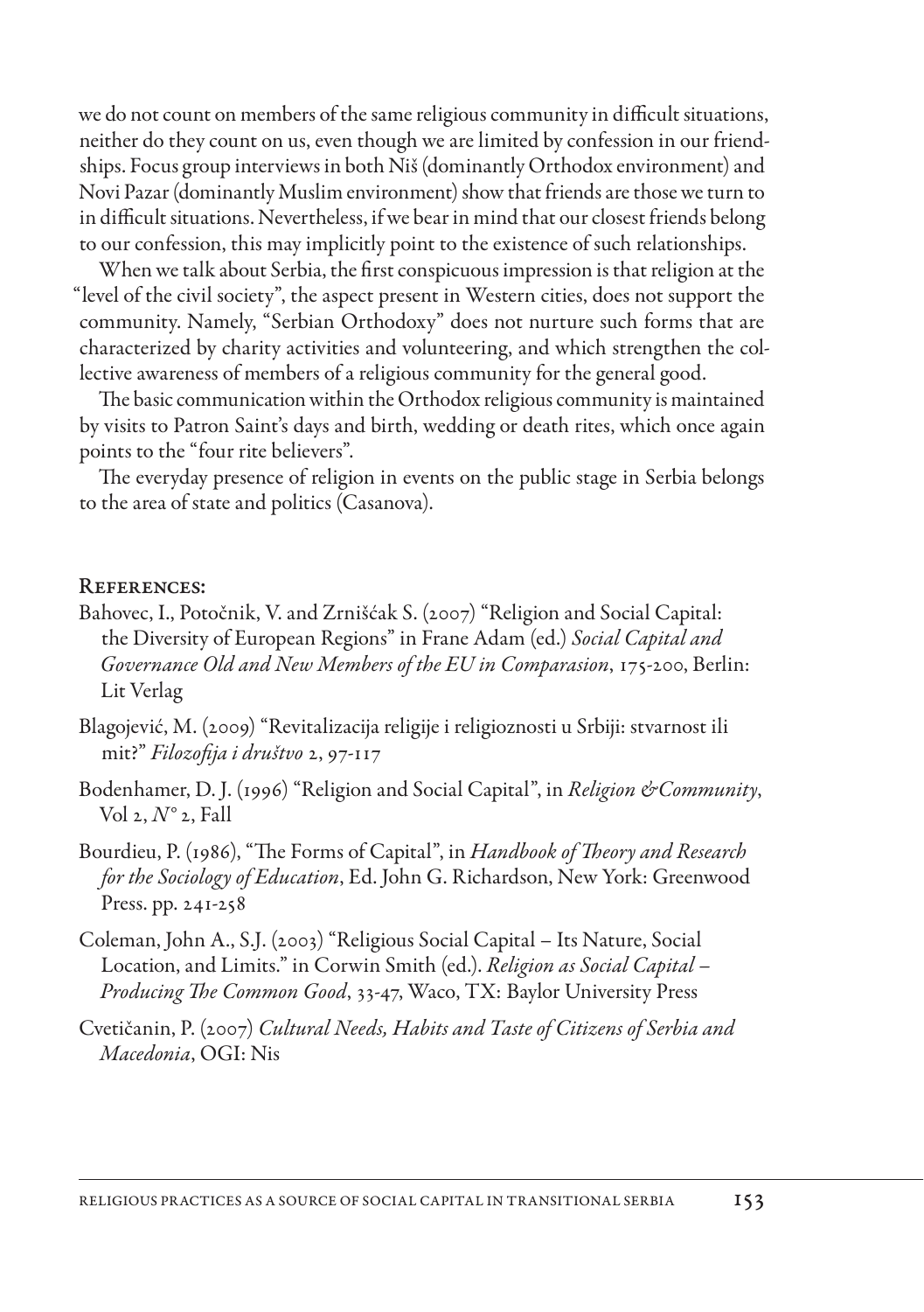we do not count on members of the same religious community in difficult situations, neither do they count on us, even though we are limited by confession in our friendships. Focus group interviews in both Niš (dominantly Orthodox environment) and Novi Pazar (dominantly Muslim environment) show that friends are those we turn to in difficult situations. Nevertheless, if we bear in mind that our closest friends belong to our confession, this may implicitly point to the existence of such relationships.

When we talk about Serbia, the first conspicuous impression is that religion at the "level of the civil society", the aspect present in Western cities, does not support the community. Namely, "Serbian Orthodoxy" does not nurture such forms that are characterized by charity activities and volunteering, and which strengthen the collective awareness of members of a religious community for the general good.

The basic communication within the Orthodox religious community is maintained by visits to Patron Saint's days and birth, wedding or death rites, which once again points to the "four rite believers".

The everyday presence of religion in events on the public stage in Serbia belongs to the area of state and politics (Casanova).

## References:

Bahovec, I., Potočnik, V. and Zrnišćak S. (2007) "Religion and Social Capital: the Diversity of European Regions" in Frane Adam (ed.) *Social Capital and Governance Old and New Members of the EU in Comparasion*, 175-200, Berlin: Lit Verlag

Blagojević, M. (2009) "Revitalizacija religije i religioznosti u Srbiji: stvarnost ili mit?" *Filozofija i društvo* 2, 97-117

Bodenhamer, D. J. (1996) "Religion and Social Capital", in *Religion &Community*, Vol 2, *N°* 2, Fall

Bourdieu, P. (1986), "The Forms of Capital", in *Handbook of Theory and Research for the Sociology of Education*, Ed. John G. Richardson, New York: Greenwood Press. pp. 241-258

Coleman, John A., S.J. (2003) "Religious Social Capital – Its Nature, Social Location, and Limits." in Corwin Smith (ed.). *Religion as Social Capital – Producing The Common Good*, 33-47, Waco, TX: Baylor University Press

Cvetičanin, P. (2007) *Cultural Needs, Habits and Taste of Citizens of Serbia and Macedonia*, OGI: Nis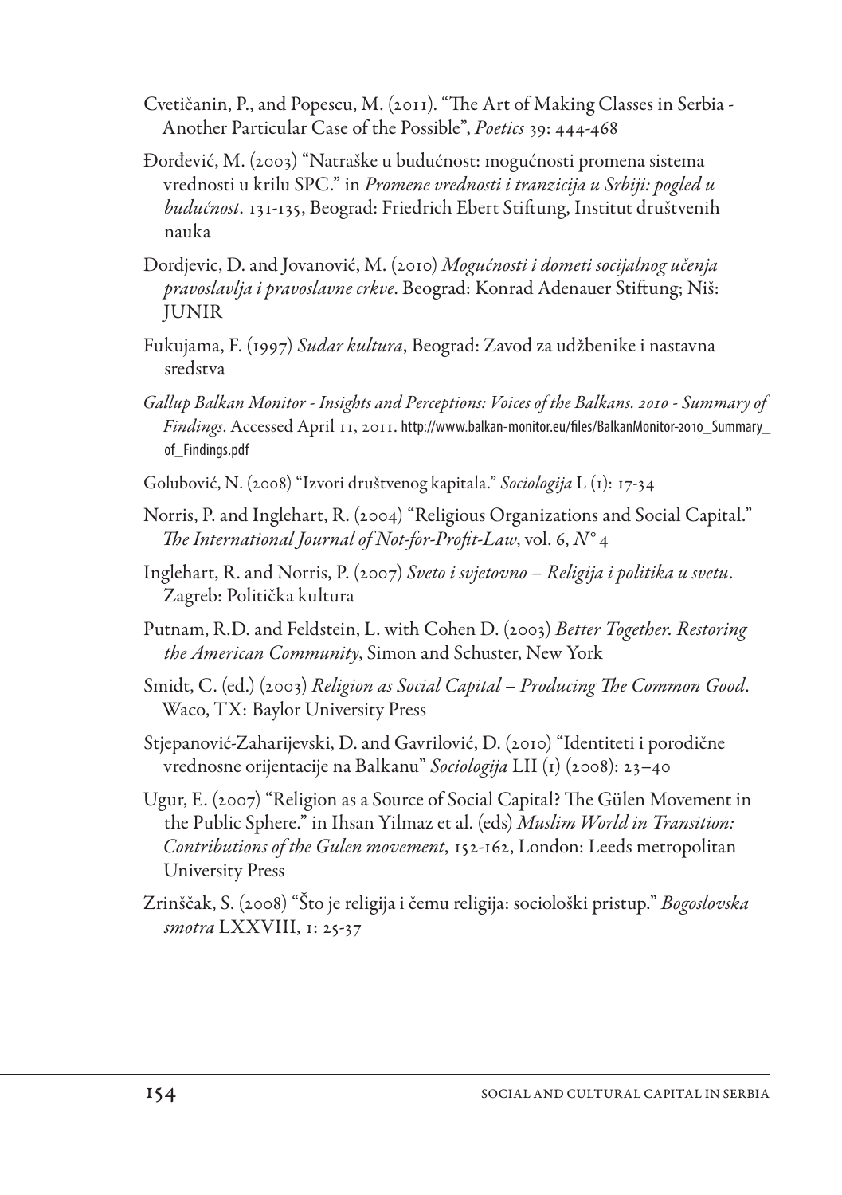Cvetičanin, P., and Popescu, M. (2011). "The Art of Making Classes in Serbia - Another Particular Case of the Possible", *Poetics* 39: 444-468

Đorđević, M. (2003) "Natraške u budućnost: mogućnosti promena sistema vrednosti u krilu SPC." in *Promene vrednosti i tranzicija u Srbiji: pogled u budućnost*. 131-135, Beograd: Friedrich Ebert Stiftung, Institut društvenih nauka

Đordjevic, D. and Jovanović, M. (2010) *Mogućnosti i dometi socijalnog učenja pravoslavlja i pravoslavne crkve*. Beograd: Konrad Adenauer Stiftung; Niš: JUNIR

Fukujama, F. (1997) *Sudar kultura*, Beograd: Zavod za udžbenike i nastavna sredstva

*Gallup Balkan Monitor - Insights and Perceptions: Voices of the Balkans. 2010 - Summary of Findings*. Accessed April 11, 2011. http://www.balkan-monitor.eu/files/BalkanMonitor-2010_Summary_of_Findings.pdf

Golubović, N. (2008) "Izvori društvenog kapitala." *Sociologija* L (1): 17-34

Norris, P. and Inglehart, R. (2004) "Religious Organizations and Social Capital." *The International Journal of Not-for-Profit-Law*, vol. 6, *N°* 4

Inglehart, R. and Norris, P. (2007) *Sveto i svjetovno – Religija i politika u svetu*. Zagreb: Politička kultura

Putnam, R.D. and Feldstein, L. with Cohen D. (2003) *Better Together. Restoring the American Community*, Simon and Schuster, New York

Smidt, C. (ed.) (2003) *Religion as Social Capital – Producing The Common Good*. Waco, TX: Baylor University Press

Stjepanović-Zaharijevski, D. and Gavrilović, D. (2010) "Identiteti i porodične vrednosne orijentacije na Balkanu" *Sociologija* LII (1) (2008): 23–40

Ugur, E. (2007) "Religion as a Source of Social Capital? The Gülen Movement in the Public Sphere." in Ihsan Yilmaz et al. (eds) *Muslim World in Transition: Contributions of the Gulen movement*, 152-162, London: Leeds metropolitan University Press

Zrinščak, S. (2008) "Što je religija i čemu religija: sociološki pristup." *Bogoslovska smotra* LXXVIII, 1: 25-37